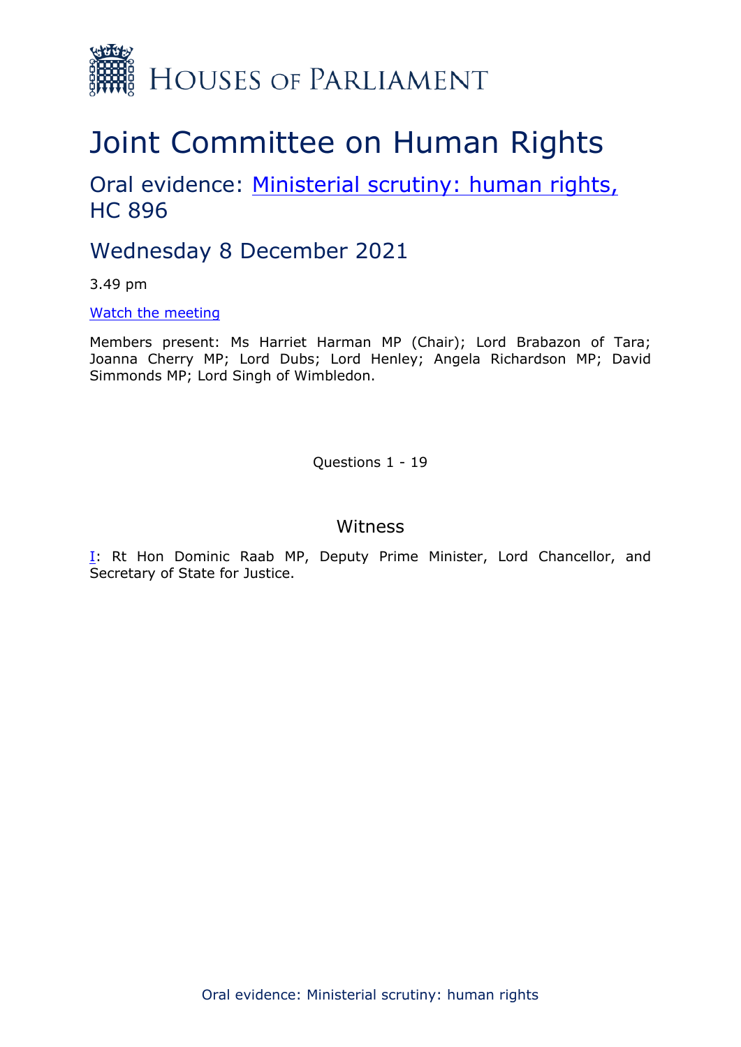HOUSES OF PARLIAMENT

# Joint Committee on Human Rights

## Oral evidence: [Ministerial scrutiny: human rights,](#) HC 896

## Wednesday 8 December 2021

3.49 pm

[Watch the meeting](#)

Members present: Ms Harriet Harman MP (Chair); Lord Brabazon of Tara; Joanna Cherry MP; Lord Dubs; Lord Henley; Angela Richardson MP; David Simmonds MP; Lord Singh of Wimbledon.

Questions 1 - 19

### Witness

[I](#): Rt Hon Dominic Raab MP, Deputy Prime Minister, Lord Chancellor, and Secretary of State for Justice.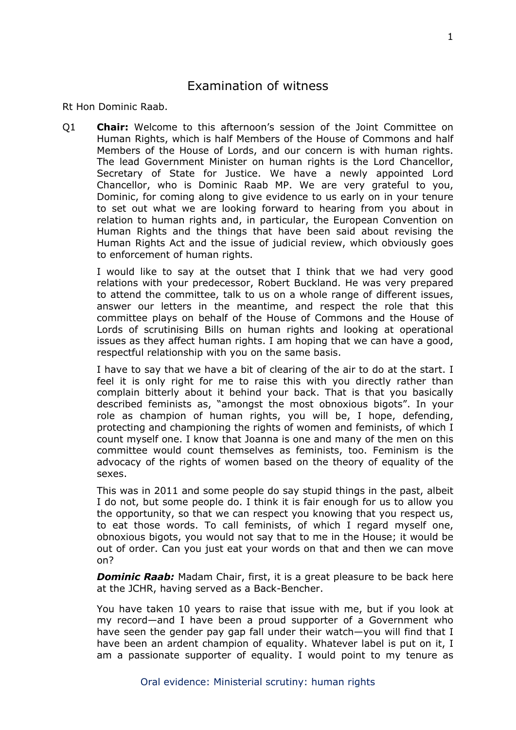# Examination of witness

Rt Hon Dominic Raab.

Q1 **Chair:** Welcome to this afternoon's session of the Joint Committee on Human Rights, which is half Members of the House of Commons and half Members of the House of Lords, and our concern is with human rights. The lead Government Minister on human rights is the Lord Chancellor, Secretary of State for Justice. We have a newly appointed Lord Chancellor, who is Dominic Raab MP. We are very grateful to you, Dominic, for coming along to give evidence to us early on in your tenure to set out what we are looking forward to hearing from you about in relation to human rights and, in particular, the European Convention on Human Rights and the things that have been said about revising the Human Rights Act and the issue of judicial review, which obviously goes to enforcement of human rights.

I would like to say at the outset that I think that we had very good relations with your predecessor, Robert Buckland. He was very prepared to attend the committee, talk to us on a whole range of different issues, answer our letters in the meantime, and respect the role that this committee plays on behalf of the House of Commons and the House of Lords of scrutinising Bills on human rights and looking at operational issues as they affect human rights. I am hoping that we can have a good, respectful relationship with you on the same basis.

I have to say that we have a bit of clearing of the air to do at the start. I feel it is only right for me to raise this with you directly rather than complain bitterly about it behind your back. That is that you basically described feminists as, "amongst the most obnoxious bigots". In your role as champion of human rights, you will be, I hope, defending, protecting and championing the rights of women and feminists, of which I count myself one. I know that Joanna is one and many of the men on this committee would count themselves as feminists, too. Feminism is the advocacy of the rights of women based on the theory of equality of the sexes.

This was in 2011 and some people do say stupid things in the past, albeit I do not, but some people do. I think it is fair enough for us to allow you the opportunity, so that we can respect you knowing that you respect us, to eat those words. To call feminists, of which I regard myself one, obnoxious bigots, you would not say that to me in the House; it would be out of order. Can you just eat your words on that and then we can move on?

***Dominic Raab:*** Madam Chair, first, it is a great pleasure to be back here at the JCHR, having served as a Back-Bencher.

You have taken 10 years to raise that issue with me, but if you look at my record—and I have been a proud supporter of a Government who have seen the gender pay gap fall under their watch—you will find that I have been an ardent champion of equality. Whatever label is put on it, I am a passionate supporter of equality. I would point to my tenure as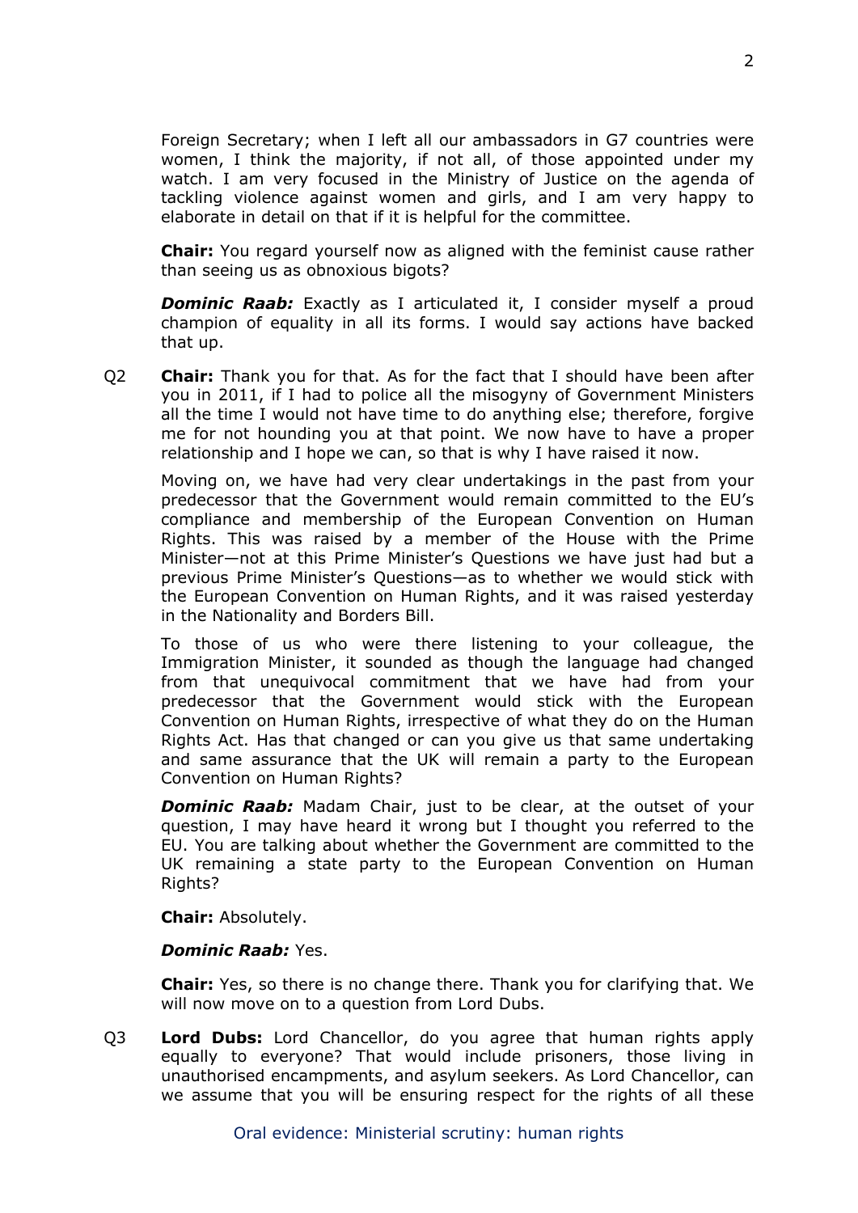Foreign Secretary; when I left all our ambassadors in G7 countries were women, I think the majority, if not all, of those appointed under my watch. I am very focused in the Ministry of Justice on the agenda of tackling violence against women and girls, and I am very happy to elaborate in detail on that if it is helpful for the committee.

**Chair:** You regard yourself now as aligned with the feminist cause rather than seeing us as obnoxious bigots?

***Dominic Raab:*** Exactly as I articulated it, I consider myself a proud champion of equality in all its forms. I would say actions have backed that up.

Q2 **Chair:** Thank you for that. As for the fact that I should have been after you in 2011, if I had to police all the misogyny of Government Ministers all the time I would not have time to do anything else; therefore, forgive me for not hounding you at that point. We now have to have a proper relationship and I hope we can, so that is why I have raised it now.

Moving on, we have had very clear undertakings in the past from your predecessor that the Government would remain committed to the EU's compliance and membership of the European Convention on Human Rights. This was raised by a member of the House with the Prime Minister—not at this Prime Minister's Questions we have just had but a previous Prime Minister's Questions—as to whether we would stick with the European Convention on Human Rights, and it was raised yesterday in the Nationality and Borders Bill.

To those of us who were there listening to your colleague, the Immigration Minister, it sounded as though the language had changed from that unequivocal commitment that we have had from your predecessor that the Government would stick with the European Convention on Human Rights, irrespective of what they do on the Human Rights Act. Has that changed or can you give us that same undertaking and same assurance that the UK will remain a party to the European Convention on Human Rights?

***Dominic Raab:*** Madam Chair, just to be clear, at the outset of your question, I may have heard it wrong but I thought you referred to the EU. You are talking about whether the Government are committed to the UK remaining a state party to the European Convention on Human Rights?

**Chair:** Absolutely.

***Dominic Raab:*** Yes.

**Chair:** Yes, so there is no change there. Thank you for clarifying that. We will now move on to a question from Lord Dubs.

Q3 **Lord Dubs:** Lord Chancellor, do you agree that human rights apply equally to everyone? That would include prisoners, those living in unauthorised encampments, and asylum seekers. As Lord Chancellor, can we assume that you will be ensuring respect for the rights of all these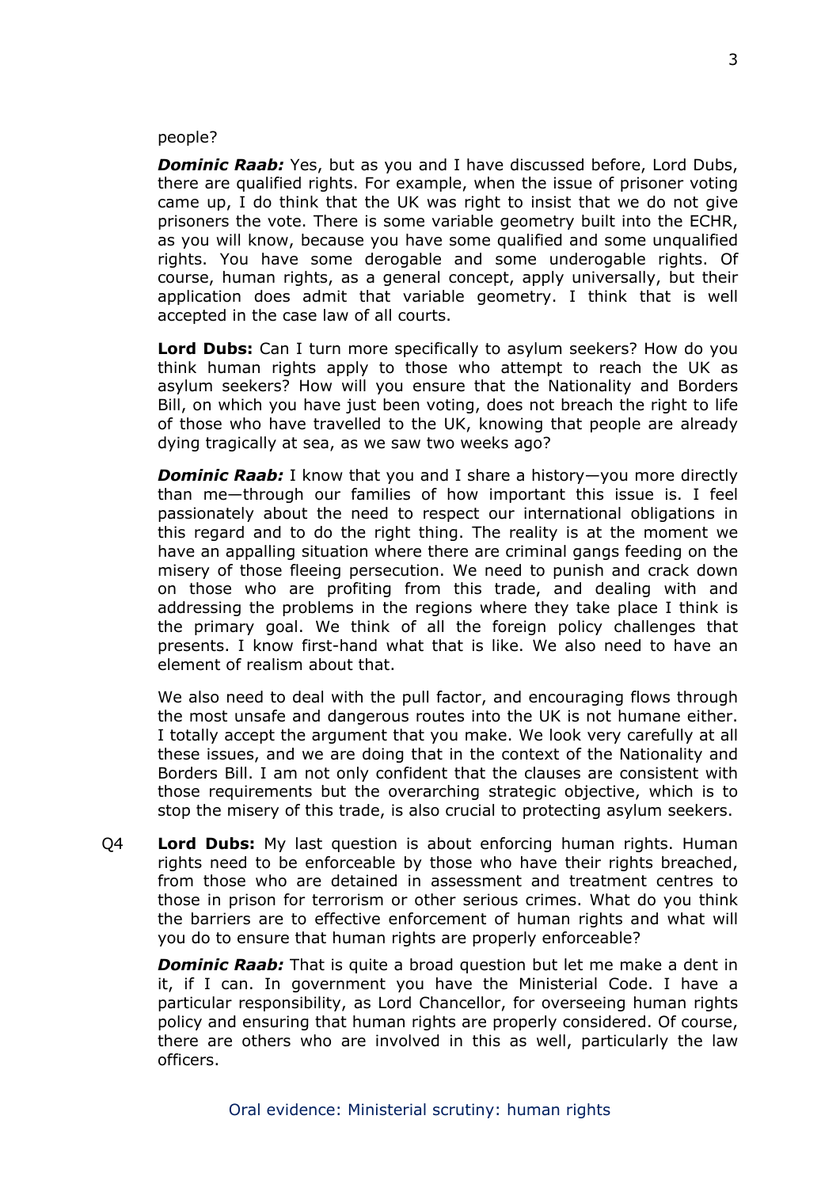people?

***Dominic Raab:*** Yes, but as you and I have discussed before, Lord Dubs, there are qualified rights. For example, when the issue of prisoner voting came up, I do think that the UK was right to insist that we do not give prisoners the vote. There is some variable geometry built into the ECHR, as you will know, because you have some qualified and some unqualified rights. You have some derogable and some underogable rights. Of course, human rights, as a general concept, apply universally, but their application does admit that variable geometry. I think that is well accepted in the case law of all courts.

**Lord Dubs:** Can I turn more specifically to asylum seekers? How do you think human rights apply to those who attempt to reach the UK as asylum seekers? How will you ensure that the Nationality and Borders Bill, on which you have just been voting, does not breach the right to life of those who have travelled to the UK, knowing that people are already dying tragically at sea, as we saw two weeks ago?

***Dominic Raab:*** I know that you and I share a history—you more directly than me—through our families of how important this issue is. I feel passionately about the need to respect our international obligations in this regard and to do the right thing. The reality is at the moment we have an appalling situation where there are criminal gangs feeding on the misery of those fleeing persecution. We need to punish and crack down on those who are profiting from this trade, and dealing with and addressing the problems in the regions where they take place I think is the primary goal. We think of all the foreign policy challenges that presents. I know first-hand what that is like. We also need to have an element of realism about that.

We also need to deal with the pull factor, and encouraging flows through the most unsafe and dangerous routes into the UK is not humane either. I totally accept the argument that you make. We look very carefully at all these issues, and we are doing that in the context of the Nationality and Borders Bill. I am not only confident that the clauses are consistent with those requirements but the overarching strategic objective, which is to stop the misery of this trade, is also crucial to protecting asylum seekers.

Q4 **Lord Dubs:** My last question is about enforcing human rights. Human rights need to be enforceable by those who have their rights breached, from those who are detained in assessment and treatment centres to those in prison for terrorism or other serious crimes. What do you think the barriers are to effective enforcement of human rights and what will you do to ensure that human rights are properly enforceable?

***Dominic Raab:*** That is quite a broad question but let me make a dent in it, if I can. In government you have the Ministerial Code. I have a particular responsibility, as Lord Chancellor, for overseeing human rights policy and ensuring that human rights are properly considered. Of course, there are others who are involved in this as well, particularly the law officers.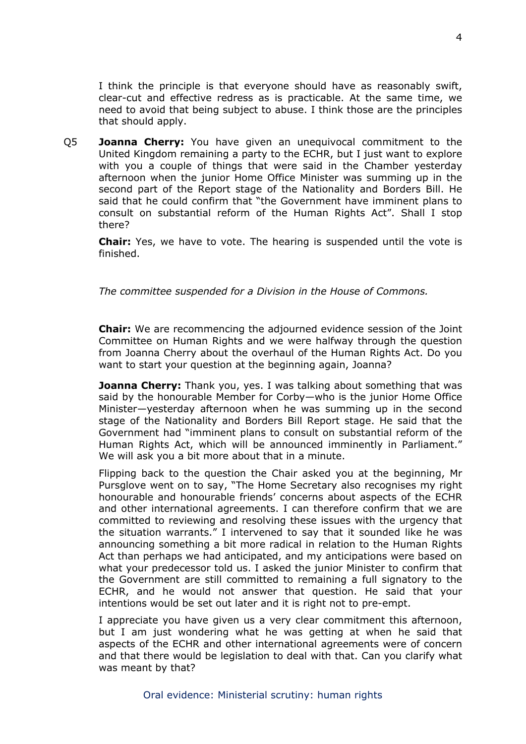I think the principle is that everyone should have as reasonably swift, clear-cut and effective redress as is practicable. At the same time, we need to avoid that being subject to abuse. I think those are the principles that should apply.

Q5 **Joanna Cherry:** You have given an unequivocal commitment to the United Kingdom remaining a party to the ECHR, but I just want to explore with you a couple of things that were said in the Chamber yesterday afternoon when the junior Home Office Minister was summing up in the second part of the Report stage of the Nationality and Borders Bill. He said that he could confirm that "the Government have imminent plans to consult on substantial reform of the Human Rights Act". Shall I stop there?

**Chair:** Yes, we have to vote. The hearing is suspended until the vote is finished.

*The committee suspended for a Division in the House of Commons.*

**Chair:** We are recommencing the adjourned evidence session of the Joint Committee on Human Rights and we were halfway through the question from Joanna Cherry about the overhaul of the Human Rights Act. Do you want to start your question at the beginning again, Joanna?

**Joanna Cherry:** Thank you, yes. I was talking about something that was said by the honourable Member for Corby—who is the junior Home Office Minister—yesterday afternoon when he was summing up in the second stage of the Nationality and Borders Bill Report stage. He said that the Government had "imminent plans to consult on substantial reform of the Human Rights Act, which will be announced imminently in Parliament." We will ask you a bit more about that in a minute.

Flipping back to the question the Chair asked you at the beginning, Mr Pursglove went on to say, "The Home Secretary also recognises my right honourable and honourable friends' concerns about aspects of the ECHR and other international agreements. I can therefore confirm that we are committed to reviewing and resolving these issues with the urgency that the situation warrants." I intervened to say that it sounded like he was announcing something a bit more radical in relation to the Human Rights Act than perhaps we had anticipated, and my anticipations were based on what your predecessor told us. I asked the junior Minister to confirm that the Government are still committed to remaining a full signatory to the ECHR, and he would not answer that question. He said that your intentions would be set out later and it is right not to pre-empt.

I appreciate you have given us a very clear commitment this afternoon, but I am just wondering what he was getting at when he said that aspects of the ECHR and other international agreements were of concern and that there would be legislation to deal with that. Can you clarify what was meant by that?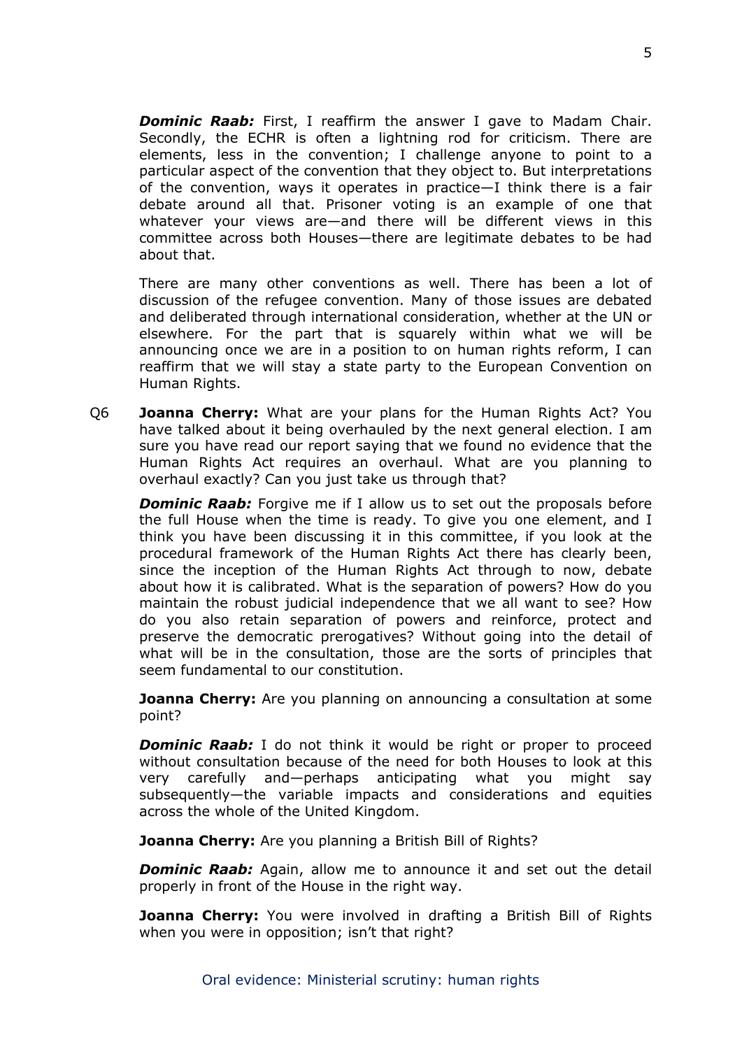***Dominic Raab:*** First, I reaffirm the answer I gave to Madam Chair. Secondly, the ECHR is often a lightning rod for criticism. There are elements, less in the convention; I challenge anyone to point to a particular aspect of the convention that they object to. But interpretations of the convention, ways it operates in practice—I think there is a fair debate around all that. Prisoner voting is an example of one that whatever your views are—and there will be different views in this committee across both Houses—there are legitimate debates to be had about that.

There are many other conventions as well. There has been a lot of discussion of the refugee convention. Many of those issues are debated and deliberated through international consideration, whether at the UN or elsewhere. For the part that is squarely within what we will be announcing once we are in a position to on human rights reform, I can reaffirm that we will stay a state party to the European Convention on Human Rights.

Q6 **Joanna Cherry:** What are your plans for the Human Rights Act? You have talked about it being overhauled by the next general election. I am sure you have read our report saying that we found no evidence that the Human Rights Act requires an overhaul. What are you planning to overhaul exactly? Can you just take us through that?

***Dominic Raab:*** Forgive me if I allow us to set out the proposals before the full House when the time is ready. To give you one element, and I think you have been discussing it in this committee, if you look at the procedural framework of the Human Rights Act there has clearly been, since the inception of the Human Rights Act through to now, debate about how it is calibrated. What is the separation of powers? How do you maintain the robust judicial independence that we all want to see? How do you also retain separation of powers and reinforce, protect and preserve the democratic prerogatives? Without going into the detail of what will be in the consultation, those are the sorts of principles that seem fundamental to our constitution.

**Joanna Cherry:** Are you planning on announcing a consultation at some point?

***Dominic Raab:*** I do not think it would be right or proper to proceed without consultation because of the need for both Houses to look at this very carefully and—perhaps anticipating what you might say subsequently—the variable impacts and considerations and equities across the whole of the United Kingdom.

**Joanna Cherry:** Are you planning a British Bill of Rights?

***Dominic Raab:*** Again, allow me to announce it and set out the detail properly in front of the House in the right way.

**Joanna Cherry:** You were involved in drafting a British Bill of Rights when you were in opposition; isn't that right?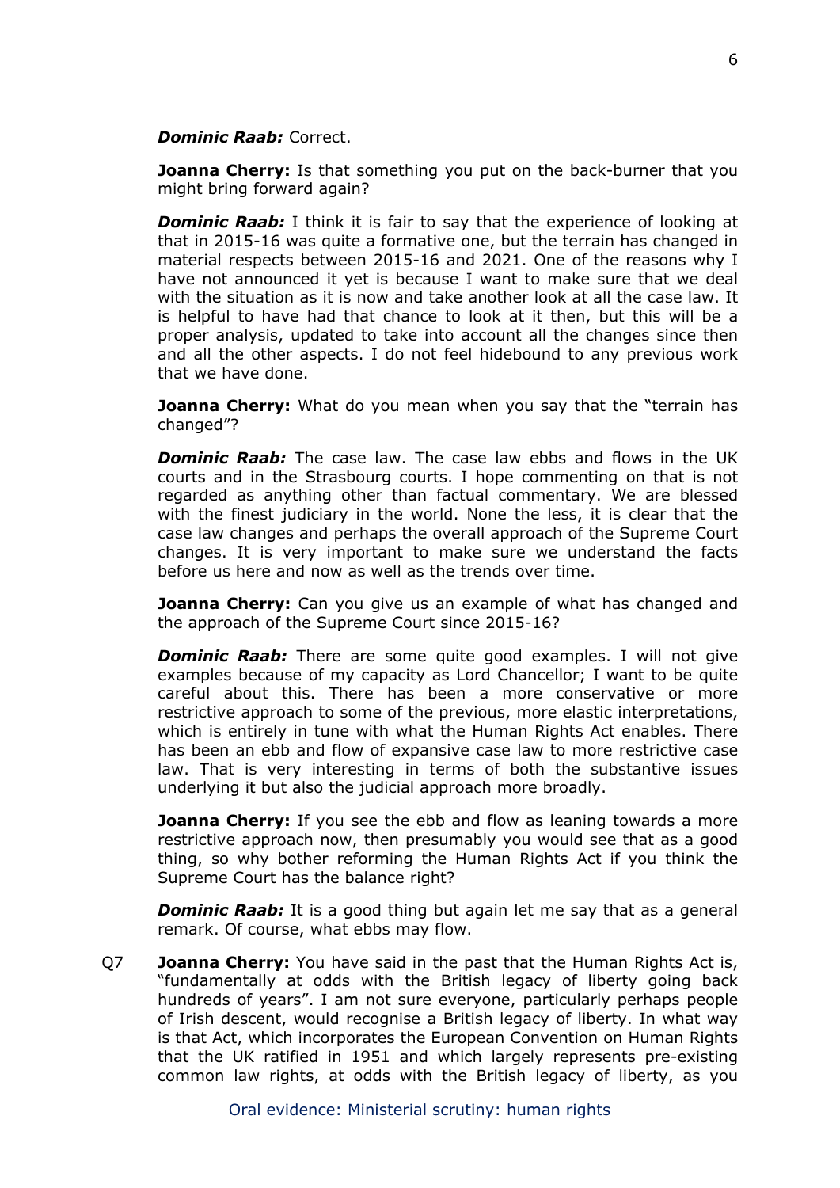***Dominic Raab:*** Correct.

**Joanna Cherry:** Is that something you put on the back-burner that you might bring forward again?

***Dominic Raab:*** I think it is fair to say that the experience of looking at that in 2015-16 was quite a formative one, but the terrain has changed in material respects between 2015-16 and 2021. One of the reasons why I have not announced it yet is because I want to make sure that we deal with the situation as it is now and take another look at all the case law. It is helpful to have had that chance to look at it then, but this will be a proper analysis, updated to take into account all the changes since then and all the other aspects. I do not feel hidebound to any previous work that we have done.

**Joanna Cherry:** What do you mean when you say that the "terrain has changed"?

***Dominic Raab:*** The case law. The case law ebbs and flows in the UK courts and in the Strasbourg courts. I hope commenting on that is not regarded as anything other than factual commentary. We are blessed with the finest judiciary in the world. None the less, it is clear that the case law changes and perhaps the overall approach of the Supreme Court changes. It is very important to make sure we understand the facts before us here and now as well as the trends over time.

**Joanna Cherry:** Can you give us an example of what has changed and the approach of the Supreme Court since 2015-16?

***Dominic Raab:*** There are some quite good examples. I will not give examples because of my capacity as Lord Chancellor; I want to be quite careful about this. There has been a more conservative or more restrictive approach to some of the previous, more elastic interpretations, which is entirely in tune with what the Human Rights Act enables. There has been an ebb and flow of expansive case law to more restrictive case law. That is very interesting in terms of both the substantive issues underlying it but also the judicial approach more broadly.

**Joanna Cherry:** If you see the ebb and flow as leaning towards a more restrictive approach now, then presumably you would see that as a good thing, so why bother reforming the Human Rights Act if you think the Supreme Court has the balance right?

***Dominic Raab:*** It is a good thing but again let me say that as a general remark. Of course, what ebbs may flow.

Q7 **Joanna Cherry:** You have said in the past that the Human Rights Act is, "fundamentally at odds with the British legacy of liberty going back hundreds of years". I am not sure everyone, particularly perhaps people of Irish descent, would recognise a British legacy of liberty. In what way is that Act, which incorporates the European Convention on Human Rights that the UK ratified in 1951 and which largely represents pre-existing common law rights, at odds with the British legacy of liberty, as you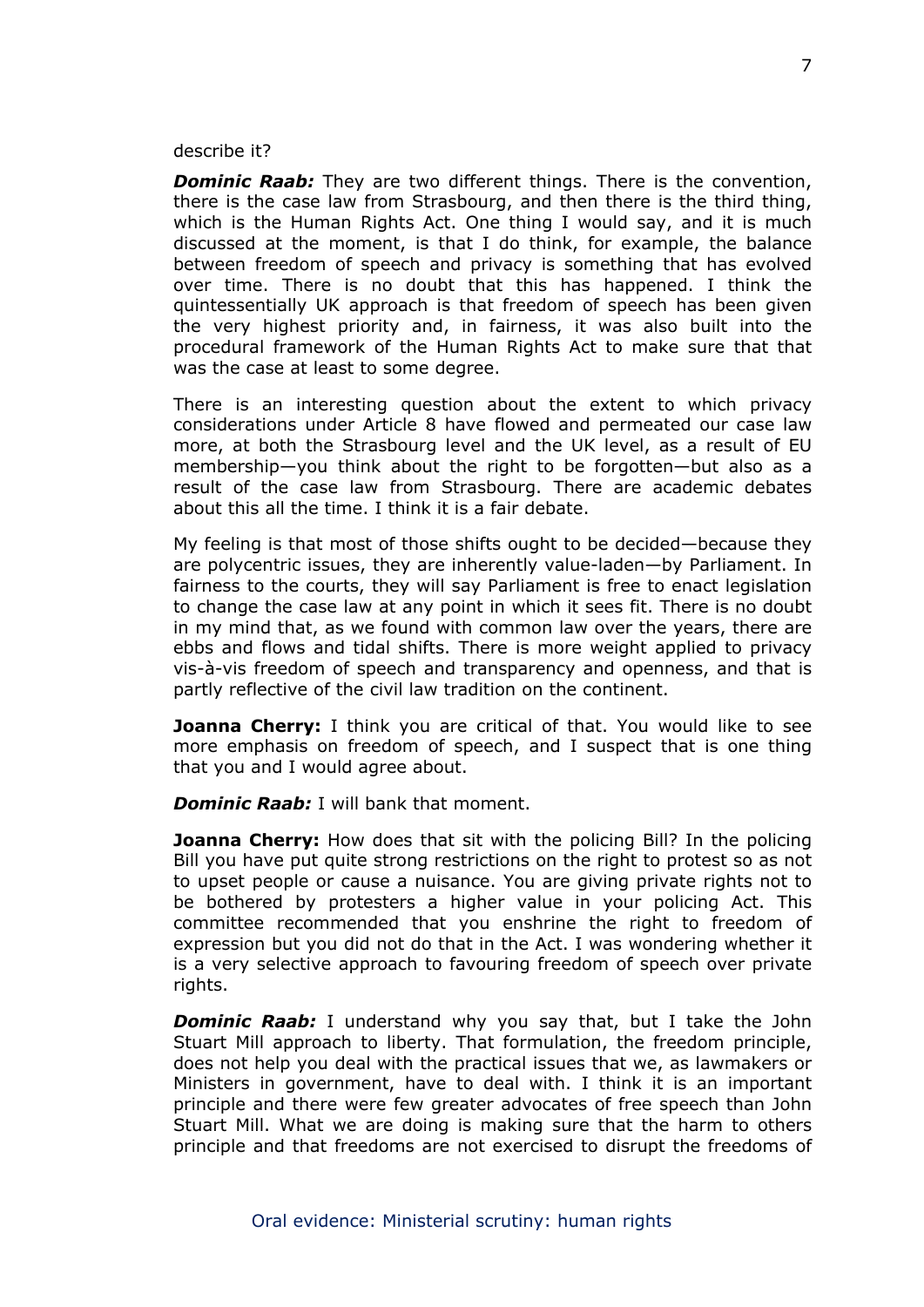describe it?

***Dominic Raab:*** They are two different things. There is the convention, there is the case law from Strasbourg, and then there is the third thing, which is the Human Rights Act. One thing I would say, and it is much discussed at the moment, is that I do think, for example, the balance between freedom of speech and privacy is something that has evolved over time. There is no doubt that this has happened. I think the quintessentially UK approach is that freedom of speech has been given the very highest priority and, in fairness, it was also built into the procedural framework of the Human Rights Act to make sure that that was the case at least to some degree.

There is an interesting question about the extent to which privacy considerations under Article 8 have flowed and permeated our case law more, at both the Strasbourg level and the UK level, as a result of EU membership—you think about the right to be forgotten—but also as a result of the case law from Strasbourg. There are academic debates about this all the time. I think it is a fair debate.

My feeling is that most of those shifts ought to be decided—because they are polycentric issues, they are inherently value-laden—by Parliament. In fairness to the courts, they will say Parliament is free to enact legislation to change the case law at any point in which it sees fit. There is no doubt in my mind that, as we found with common law over the years, there are ebbs and flows and tidal shifts. There is more weight applied to privacy vis-à-vis freedom of speech and transparency and openness, and that is partly reflective of the civil law tradition on the continent.

**Joanna Cherry:** I think you are critical of that. You would like to see more emphasis on freedom of speech, and I suspect that is one thing that you and I would agree about.

***Dominic Raab:*** I will bank that moment.

**Joanna Cherry:** How does that sit with the policing Bill? In the policing Bill you have put quite strong restrictions on the right to protest so as not to upset people or cause a nuisance. You are giving private rights not to be bothered by protesters a higher value in your policing Act. This committee recommended that you enshrine the right to freedom of expression but you did not do that in the Act. I was wondering whether it is a very selective approach to favouring freedom of speech over private rights.

***Dominic Raab:*** I understand why you say that, but I take the John Stuart Mill approach to liberty. That formulation, the freedom principle, does not help you deal with the practical issues that we, as lawmakers or Ministers in government, have to deal with. I think it is an important principle and there were few greater advocates of free speech than John Stuart Mill. What we are doing is making sure that the harm to others principle and that freedoms are not exercised to disrupt the freedoms of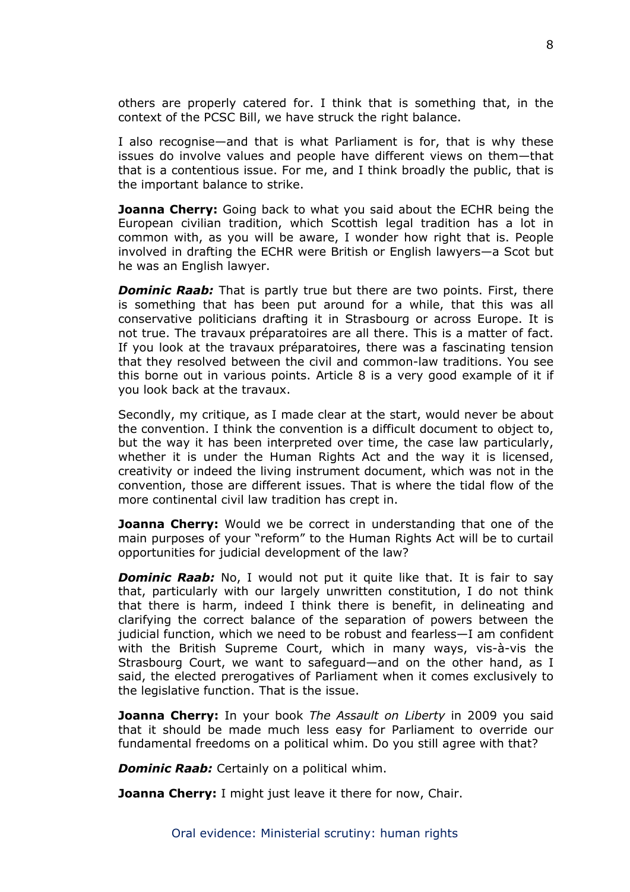others are properly catered for. I think that is something that, in the context of the PCSC Bill, we have struck the right balance.

I also recognise—and that is what Parliament is for, that is why these issues do involve values and people have different views on them—that that is a contentious issue. For me, and I think broadly the public, that is the important balance to strike.

**Joanna Cherry:** Going back to what you said about the ECHR being the European civilian tradition, which Scottish legal tradition has a lot in common with, as you will be aware, I wonder how right that is. People involved in drafting the ECHR were British or English lawyers—a Scot but he was an English lawyer.

***Dominic Raab:*** That is partly true but there are two points. First, there is something that has been put around for a while, that this was all conservative politicians drafting it in Strasbourg or across Europe. It is not true. The travaux préparatoires are all there. This is a matter of fact. If you look at the travaux préparatoires, there was a fascinating tension that they resolved between the civil and common-law traditions. You see this borne out in various points. Article 8 is a very good example of it if you look back at the travaux.

Secondly, my critique, as I made clear at the start, would never be about the convention. I think the convention is a difficult document to object to, but the way it has been interpreted over time, the case law particularly, whether it is under the Human Rights Act and the way it is licensed, creativity or indeed the living instrument document, which was not in the convention, those are different issues. That is where the tidal flow of the more continental civil law tradition has crept in.

**Joanna Cherry:** Would we be correct in understanding that one of the main purposes of your "reform" to the Human Rights Act will be to curtail opportunities for judicial development of the law?

***Dominic Raab:*** No, I would not put it quite like that. It is fair to say that, particularly with our largely unwritten constitution, I do not think that there is harm, indeed I think there is benefit, in delineating and clarifying the correct balance of the separation of powers between the judicial function, which we need to be robust and fearless—I am confident with the British Supreme Court, which in many ways, vis-à-vis the Strasbourg Court, we want to safeguard—and on the other hand, as I said, the elected prerogatives of Parliament when it comes exclusively to the legislative function. That is the issue.

**Joanna Cherry:** In your book *The Assault on Liberty* in 2009 you said that it should be made much less easy for Parliament to override our fundamental freedoms on a political whim. Do you still agree with that?

***Dominic Raab:*** Certainly on a political whim.

**Joanna Cherry:** I might just leave it there for now, Chair.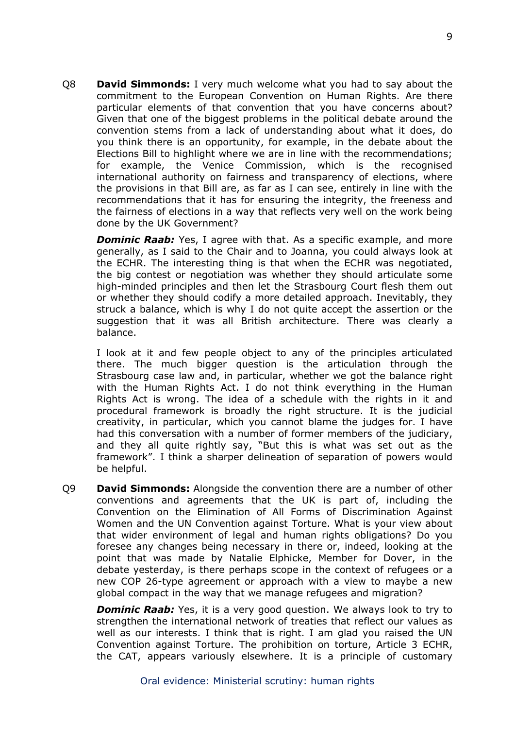Q8 **David Simmonds:** I very much welcome what you had to say about the commitment to the European Convention on Human Rights. Are there particular elements of that convention that you have concerns about? Given that one of the biggest problems in the political debate around the convention stems from a lack of understanding about what it does, do you think there is an opportunity, for example, in the debate about the Elections Bill to highlight where we are in line with the recommendations; for example, the Venice Commission, which is the recognised international authority on fairness and transparency of elections, where the provisions in that Bill are, as far as I can see, entirely in line with the recommendations that it has for ensuring the integrity, the freeness and the fairness of elections in a way that reflects very well on the work being done by the UK Government?

***Dominic Raab:*** Yes, I agree with that. As a specific example, and more generally, as I said to the Chair and to Joanna, you could always look at the ECHR. The interesting thing is that when the ECHR was negotiated, the big contest or negotiation was whether they should articulate some high-minded principles and then let the Strasbourg Court flesh them out or whether they should codify a more detailed approach. Inevitably, they struck a balance, which is why I do not quite accept the assertion or the suggestion that it was all British architecture. There was clearly a balance.

I look at it and few people object to any of the principles articulated there. The much bigger question is the articulation through the Strasbourg case law and, in particular, whether we got the balance right with the Human Rights Act. I do not think everything in the Human Rights Act is wrong. The idea of a schedule with the rights in it and procedural framework is broadly the right structure. It is the judicial creativity, in particular, which you cannot blame the judges for. I have had this conversation with a number of former members of the judiciary, and they all quite rightly say, "But this is what was set out as the framework". I think a sharper delineation of separation of powers would be helpful.

Q9 **David Simmonds:** Alongside the convention there are a number of other conventions and agreements that the UK is part of, including the Convention on the Elimination of All Forms of Discrimination Against Women and the UN Convention against Torture. What is your view about that wider environment of legal and human rights obligations? Do you foresee any changes being necessary in there or, indeed, looking at the point that was made by Natalie Elphicke, Member for Dover, in the debate yesterday, is there perhaps scope in the context of refugees or a new COP 26-type agreement or approach with a view to maybe a new global compact in the way that we manage refugees and migration?

***Dominic Raab:*** Yes, it is a very good question. We always look to try to strengthen the international network of treaties that reflect our values as well as our interests. I think that is right. I am glad you raised the UN Convention against Torture. The prohibition on torture, Article 3 ECHR, the CAT, appears variously elsewhere. It is a principle of customary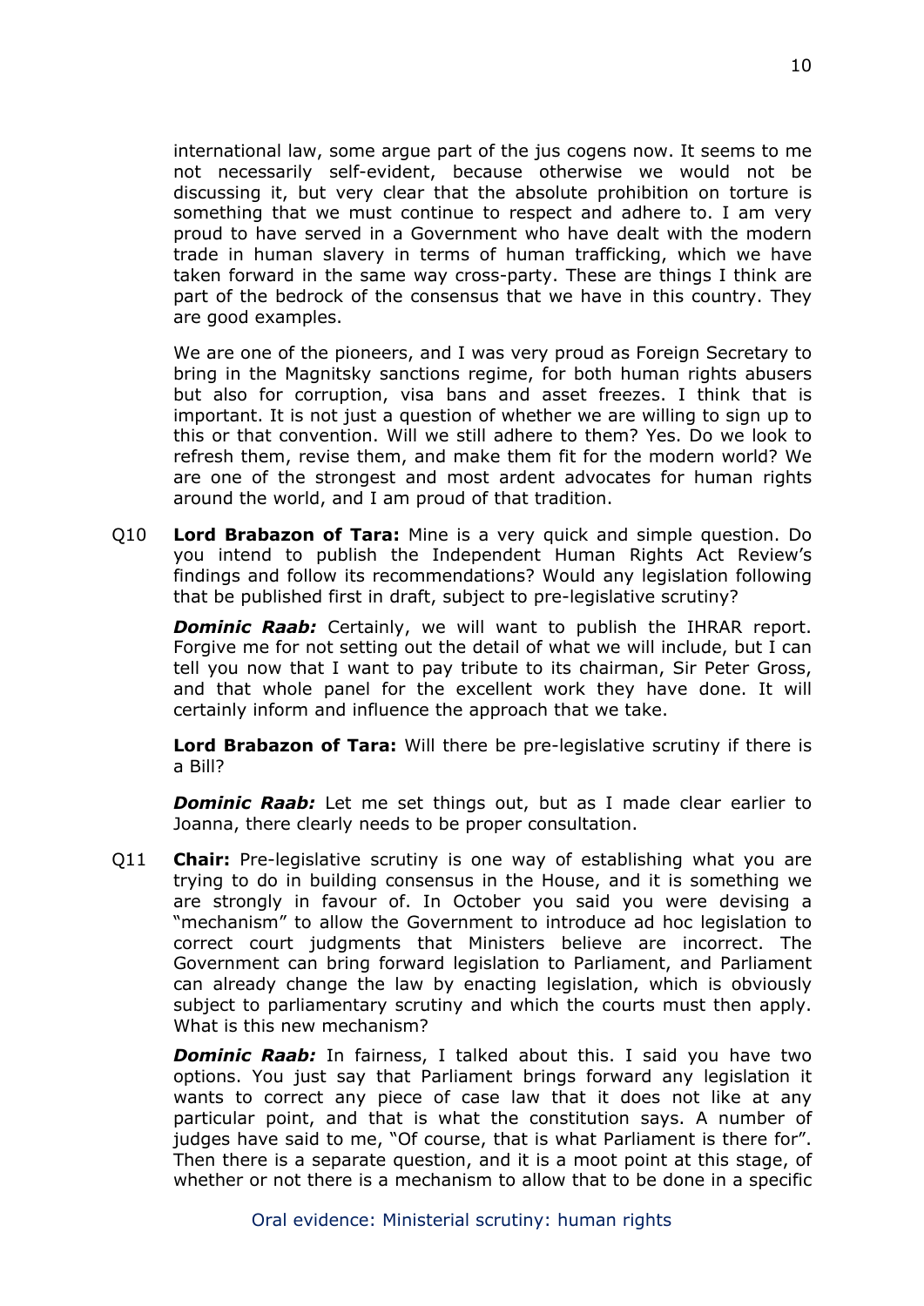international law, some argue part of the jus cogens now. It seems to me not necessarily self-evident, because otherwise we would not be discussing it, but very clear that the absolute prohibition on torture is something that we must continue to respect and adhere to. I am very proud to have served in a Government who have dealt with the modern trade in human slavery in terms of human trafficking, which we have taken forward in the same way cross-party. These are things I think are part of the bedrock of the consensus that we have in this country. They are good examples.

We are one of the pioneers, and I was very proud as Foreign Secretary to bring in the Magnitsky sanctions regime, for both human rights abusers but also for corruption, visa bans and asset freezes. I think that is important. It is not just a question of whether we are willing to sign up to this or that convention. Will we still adhere to them? Yes. Do we look to refresh them, revise them, and make them fit for the modern world? We are one of the strongest and most ardent advocates for human rights around the world, and I am proud of that tradition.

Q10 **Lord Brabazon of Tara:** Mine is a very quick and simple question. Do you intend to publish the Independent Human Rights Act Review's findings and follow its recommendations? Would any legislation following that be published first in draft, subject to pre-legislative scrutiny?

***Dominic Raab:*** Certainly, we will want to publish the IHRAR report. Forgive me for not setting out the detail of what we will include, but I can tell you now that I want to pay tribute to its chairman, Sir Peter Gross, and that whole panel for the excellent work they have done. It will certainly inform and influence the approach that we take.

**Lord Brabazon of Tara:** Will there be pre-legislative scrutiny if there is a Bill?

***Dominic Raab:*** Let me set things out, but as I made clear earlier to Joanna, there clearly needs to be proper consultation.

Q11 **Chair:** Pre-legislative scrutiny is one way of establishing what you are trying to do in building consensus in the House, and it is something we are strongly in favour of. In October you said you were devising a "mechanism" to allow the Government to introduce ad hoc legislation to correct court judgments that Ministers believe are incorrect. The Government can bring forward legislation to Parliament, and Parliament can already change the law by enacting legislation, which is obviously subject to parliamentary scrutiny and which the courts must then apply. What is this new mechanism?

***Dominic Raab:*** In fairness, I talked about this. I said you have two options. You just say that Parliament brings forward any legislation it wants to correct any piece of case law that it does not like at any particular point, and that is what the constitution says. A number of judges have said to me, "Of course, that is what Parliament is there for". Then there is a separate question, and it is a moot point at this stage, of whether or not there is a mechanism to allow that to be done in a specific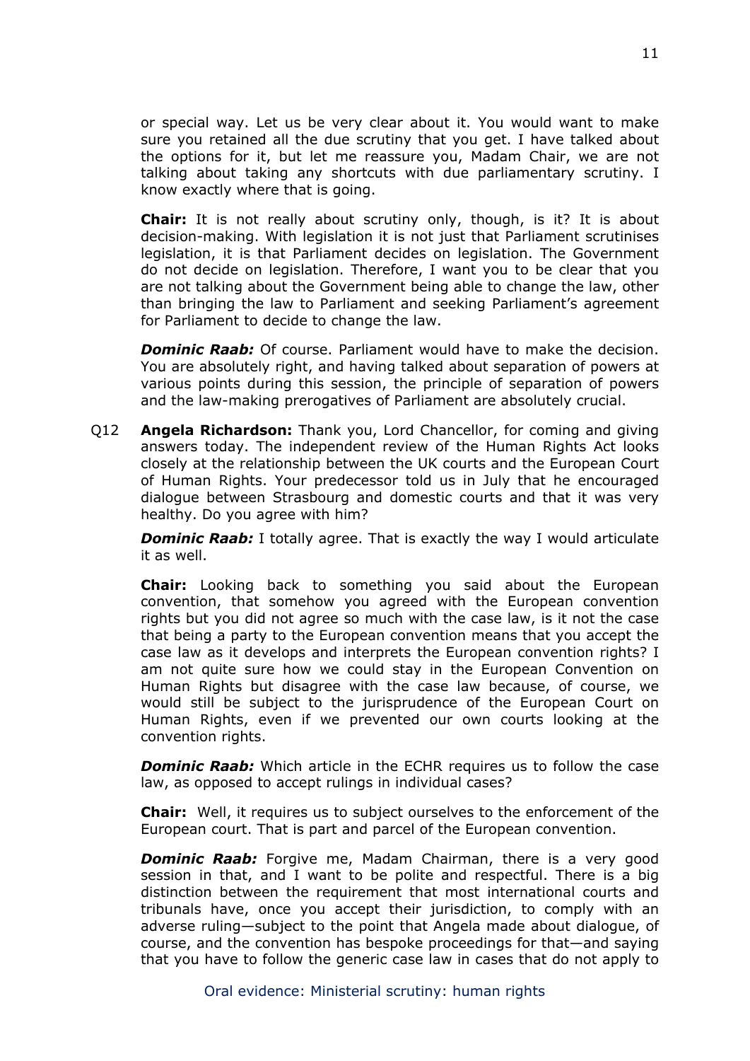or special way. Let us be very clear about it. You would want to make sure you retained all the due scrutiny that you get. I have talked about the options for it, but let me reassure you, Madam Chair, we are not talking about taking any shortcuts with due parliamentary scrutiny. I know exactly where that is going.

**Chair:** It is not really about scrutiny only, though, is it? It is about decision-making. With legislation it is not just that Parliament scrutinises legislation, it is that Parliament decides on legislation. The Government do not decide on legislation. Therefore, I want you to be clear that you are not talking about the Government being able to change the law, other than bringing the law to Parliament and seeking Parliament's agreement for Parliament to decide to change the law.

***Dominic Raab:*** Of course. Parliament would have to make the decision. You are absolutely right, and having talked about separation of powers at various points during this session, the principle of separation of powers and the law-making prerogatives of Parliament are absolutely crucial.

Q12 **Angela Richardson:** Thank you, Lord Chancellor, for coming and giving answers today. The independent review of the Human Rights Act looks closely at the relationship between the UK courts and the European Court of Human Rights. Your predecessor told us in July that he encouraged dialogue between Strasbourg and domestic courts and that it was very healthy. Do you agree with him?

***Dominic Raab:*** I totally agree. That is exactly the way I would articulate it as well.

**Chair:** Looking back to something you said about the European convention, that somehow you agreed with the European convention rights but you did not agree so much with the case law, is it not the case that being a party to the European convention means that you accept the case law as it develops and interprets the European convention rights? I am not quite sure how we could stay in the European Convention on Human Rights but disagree with the case law because, of course, we would still be subject to the jurisprudence of the European Court on Human Rights, even if we prevented our own courts looking at the convention rights.

***Dominic Raab:*** Which article in the ECHR requires us to follow the case law, as opposed to accept rulings in individual cases?

**Chair:** Well, it requires us to subject ourselves to the enforcement of the European court. That is part and parcel of the European convention.

***Dominic Raab:*** Forgive me, Madam Chairman, there is a very good session in that, and I want to be polite and respectful. There is a big distinction between the requirement that most international courts and tribunals have, once you accept their jurisdiction, to comply with an adverse ruling—subject to the point that Angela made about dialogue, of course, and the convention has bespoke proceedings for that—and saying that you have to follow the generic case law in cases that do not apply to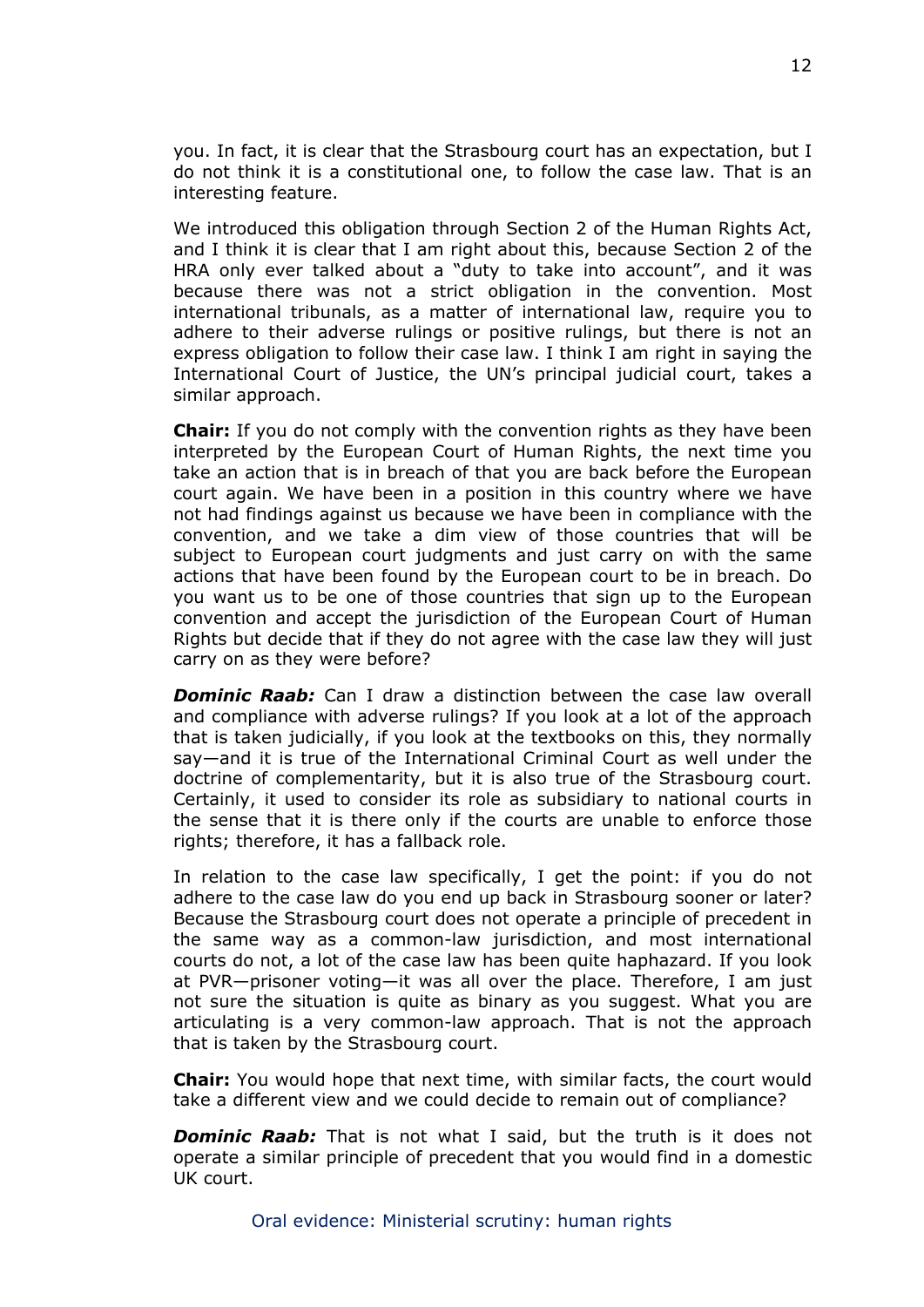you. In fact, it is clear that the Strasbourg court has an expectation, but I do not think it is a constitutional one, to follow the case law. That is an interesting feature.

We introduced this obligation through Section 2 of the Human Rights Act, and I think it is clear that I am right about this, because Section 2 of the HRA only ever talked about a "duty to take into account", and it was because there was not a strict obligation in the convention. Most international tribunals, as a matter of international law, require you to adhere to their adverse rulings or positive rulings, but there is not an express obligation to follow their case law. I think I am right in saying the International Court of Justice, the UN's principal judicial court, takes a similar approach.

**Chair:** If you do not comply with the convention rights as they have been interpreted by the European Court of Human Rights, the next time you take an action that is in breach of that you are back before the European court again. We have been in a position in this country where we have not had findings against us because we have been in compliance with the convention, and we take a dim view of those countries that will be subject to European court judgments and just carry on with the same actions that have been found by the European court to be in breach. Do you want us to be one of those countries that sign up to the European convention and accept the jurisdiction of the European Court of Human Rights but decide that if they do not agree with the case law they will just carry on as they were before?

***Dominic Raab:*** Can I draw a distinction between the case law overall and compliance with adverse rulings? If you look at a lot of the approach that is taken judicially, if you look at the textbooks on this, they normally say—and it is true of the International Criminal Court as well under the doctrine of complementarity, but it is also true of the Strasbourg court. Certainly, it used to consider its role as subsidiary to national courts in the sense that it is there only if the courts are unable to enforce those rights; therefore, it has a fallback role.

In relation to the case law specifically, I get the point: if you do not adhere to the case law do you end up back in Strasbourg sooner or later? Because the Strasbourg court does not operate a principle of precedent in the same way as a common-law jurisdiction, and most international courts do not, a lot of the case law has been quite haphazard. If you look at PVR—prisoner voting—it was all over the place. Therefore, I am just not sure the situation is quite as binary as you suggest. What you are articulating is a very common-law approach. That is not the approach that is taken by the Strasbourg court.

**Chair:** You would hope that next time, with similar facts, the court would take a different view and we could decide to remain out of compliance?

***Dominic Raab:*** That is not what I said, but the truth is it does not operate a similar principle of precedent that you would find in a domestic UK court.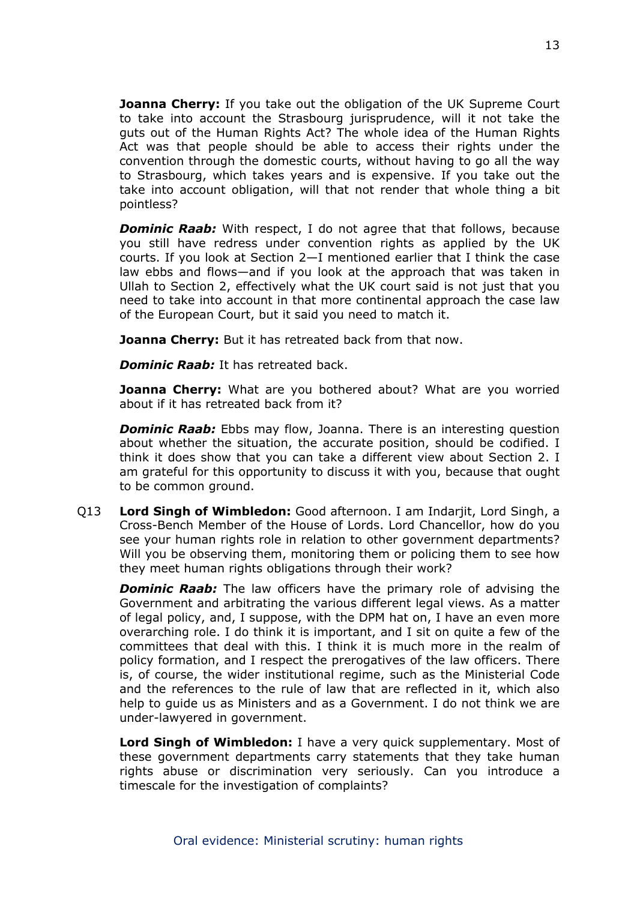**Joanna Cherry:** If you take out the obligation of the UK Supreme Court to take into account the Strasbourg jurisprudence, will it not take the guts out of the Human Rights Act? The whole idea of the Human Rights Act was that people should be able to access their rights under the convention through the domestic courts, without having to go all the way to Strasbourg, which takes years and is expensive. If you take out the take into account obligation, will that not render that whole thing a bit pointless?

***Dominic Raab:*** With respect, I do not agree that that follows, because you still have redress under convention rights as applied by the UK courts. If you look at Section 2—I mentioned earlier that I think the case law ebbs and flows—and if you look at the approach that was taken in Ullah to Section 2, effectively what the UK court said is not just that you need to take into account in that more continental approach the case law of the European Court, but it said you need to match it.

**Joanna Cherry:** But it has retreated back from that now.

***Dominic Raab:*** It has retreated back.

**Joanna Cherry:** What are you bothered about? What are you worried about if it has retreated back from it?

***Dominic Raab:*** Ebbs may flow, Joanna. There is an interesting question about whether the situation, the accurate position, should be codified. I think it does show that you can take a different view about Section 2. I am grateful for this opportunity to discuss it with you, because that ought to be common ground.

Q13 **Lord Singh of Wimbledon:** Good afternoon. I am Indarjit, Lord Singh, a Cross-Bench Member of the House of Lords. Lord Chancellor, how do you see your human rights role in relation to other government departments? Will you be observing them, monitoring them or policing them to see how they meet human rights obligations through their work?

***Dominic Raab:*** The law officers have the primary role of advising the Government and arbitrating the various different legal views. As a matter of legal policy, and, I suppose, with the DPM hat on, I have an even more overarching role. I do think it is important, and I sit on quite a few of the committees that deal with this. I think it is much more in the realm of policy formation, and I respect the prerogatives of the law officers. There is, of course, the wider institutional regime, such as the Ministerial Code and the references to the rule of law that are reflected in it, which also help to guide us as Ministers and as a Government. I do not think we are under-lawyered in government.

**Lord Singh of Wimbledon:** I have a very quick supplementary. Most of these government departments carry statements that they take human rights abuse or discrimination very seriously. Can you introduce a timescale for the investigation of complaints?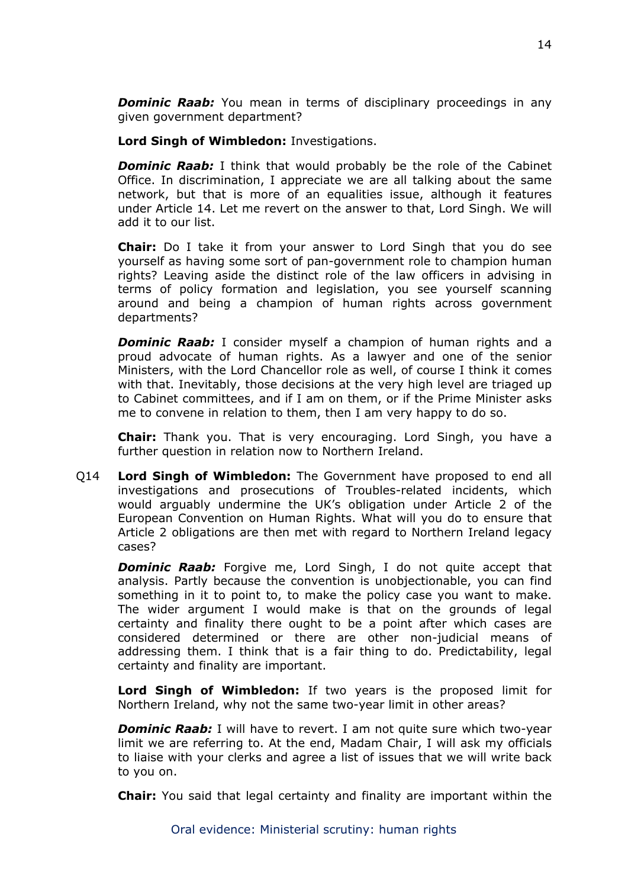***Dominic Raab:*** You mean in terms of disciplinary proceedings in any given government department?

**Lord Singh of Wimbledon:** Investigations.

***Dominic Raab:*** I think that would probably be the role of the Cabinet Office. In discrimination, I appreciate we are all talking about the same network, but that is more of an equalities issue, although it features under Article 14. Let me revert on the answer to that, Lord Singh. We will add it to our list.

**Chair:** Do I take it from your answer to Lord Singh that you do see yourself as having some sort of pan-government role to champion human rights? Leaving aside the distinct role of the law officers in advising in terms of policy formation and legislation, you see yourself scanning around and being a champion of human rights across government departments?

***Dominic Raab:*** I consider myself a champion of human rights and a proud advocate of human rights. As a lawyer and one of the senior Ministers, with the Lord Chancellor role as well, of course I think it comes with that. Inevitably, those decisions at the very high level are triaged up to Cabinet committees, and if I am on them, or if the Prime Minister asks me to convene in relation to them, then I am very happy to do so.

**Chair:** Thank you. That is very encouraging. Lord Singh, you have a further question in relation now to Northern Ireland.

Q14 **Lord Singh of Wimbledon:** The Government have proposed to end all investigations and prosecutions of Troubles-related incidents, which would arguably undermine the UK's obligation under Article 2 of the European Convention on Human Rights. What will you do to ensure that Article 2 obligations are then met with regard to Northern Ireland legacy cases?

***Dominic Raab:*** Forgive me, Lord Singh, I do not quite accept that analysis. Partly because the convention is unobjectionable, you can find something in it to point to, to make the policy case you want to make. The wider argument I would make is that on the grounds of legal certainty and finality there ought to be a point after which cases are considered determined or there are other non-judicial means of addressing them. I think that is a fair thing to do. Predictability, legal certainty and finality are important.

**Lord Singh of Wimbledon:** If two years is the proposed limit for Northern Ireland, why not the same two-year limit in other areas?

***Dominic Raab:*** I will have to revert. I am not quite sure which two-year limit we are referring to. At the end, Madam Chair, I will ask my officials to liaise with your clerks and agree a list of issues that we will write back to you on.

**Chair:** You said that legal certainty and finality are important within the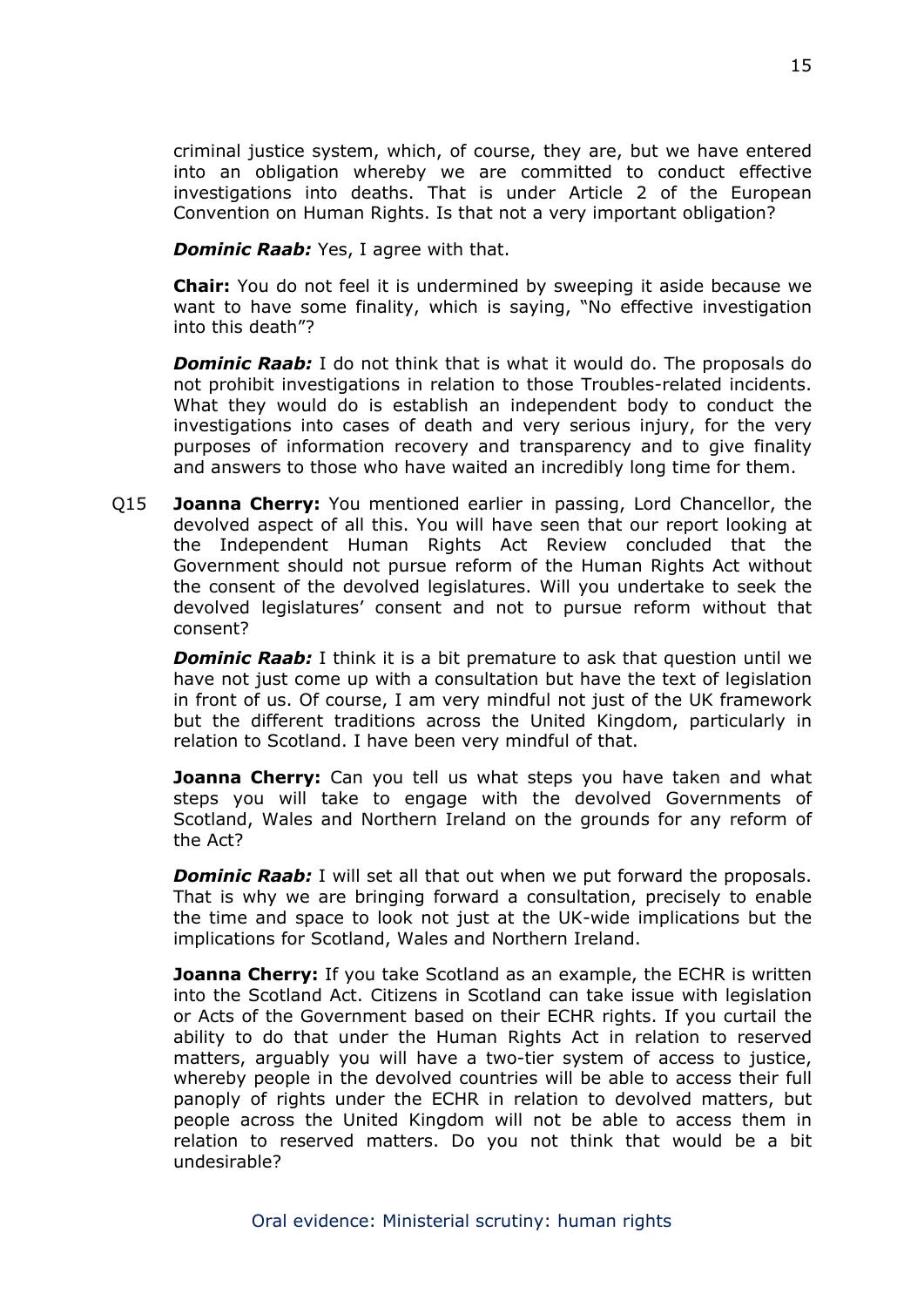criminal justice system, which, of course, they are, but we have entered into an obligation whereby we are committed to conduct effective investigations into deaths. That is under Article 2 of the European Convention on Human Rights. Is that not a very important obligation?

***Dominic Raab:*** Yes, I agree with that.

**Chair:** You do not feel it is undermined by sweeping it aside because we want to have some finality, which is saying, "No effective investigation into this death"?

***Dominic Raab:*** I do not think that is what it would do. The proposals do not prohibit investigations in relation to those Troubles-related incidents. What they would do is establish an independent body to conduct the investigations into cases of death and very serious injury, for the very purposes of information recovery and transparency and to give finality and answers to those who have waited an incredibly long time for them.

Q15 **Joanna Cherry:** You mentioned earlier in passing, Lord Chancellor, the devolved aspect of all this. You will have seen that our report looking at the Independent Human Rights Act Review concluded that the Government should not pursue reform of the Human Rights Act without the consent of the devolved legislatures. Will you undertake to seek the devolved legislatures' consent and not to pursue reform without that consent?

***Dominic Raab:*** I think it is a bit premature to ask that question until we have not just come up with a consultation but have the text of legislation in front of us. Of course, I am very mindful not just of the UK framework but the different traditions across the United Kingdom, particularly in relation to Scotland. I have been very mindful of that.

**Joanna Cherry:** Can you tell us what steps you have taken and what steps you will take to engage with the devolved Governments of Scotland, Wales and Northern Ireland on the grounds for any reform of the Act?

***Dominic Raab:*** I will set all that out when we put forward the proposals. That is why we are bringing forward a consultation, precisely to enable the time and space to look not just at the UK-wide implications but the implications for Scotland, Wales and Northern Ireland.

**Joanna Cherry:** If you take Scotland as an example, the ECHR is written into the Scotland Act. Citizens in Scotland can take issue with legislation or Acts of the Government based on their ECHR rights. If you curtail the ability to do that under the Human Rights Act in relation to reserved matters, arguably you will have a two-tier system of access to justice, whereby people in the devolved countries will be able to access their full panoply of rights under the ECHR in relation to devolved matters, but people across the United Kingdom will not be able to access them in relation to reserved matters. Do you not think that would be a bit undesirable?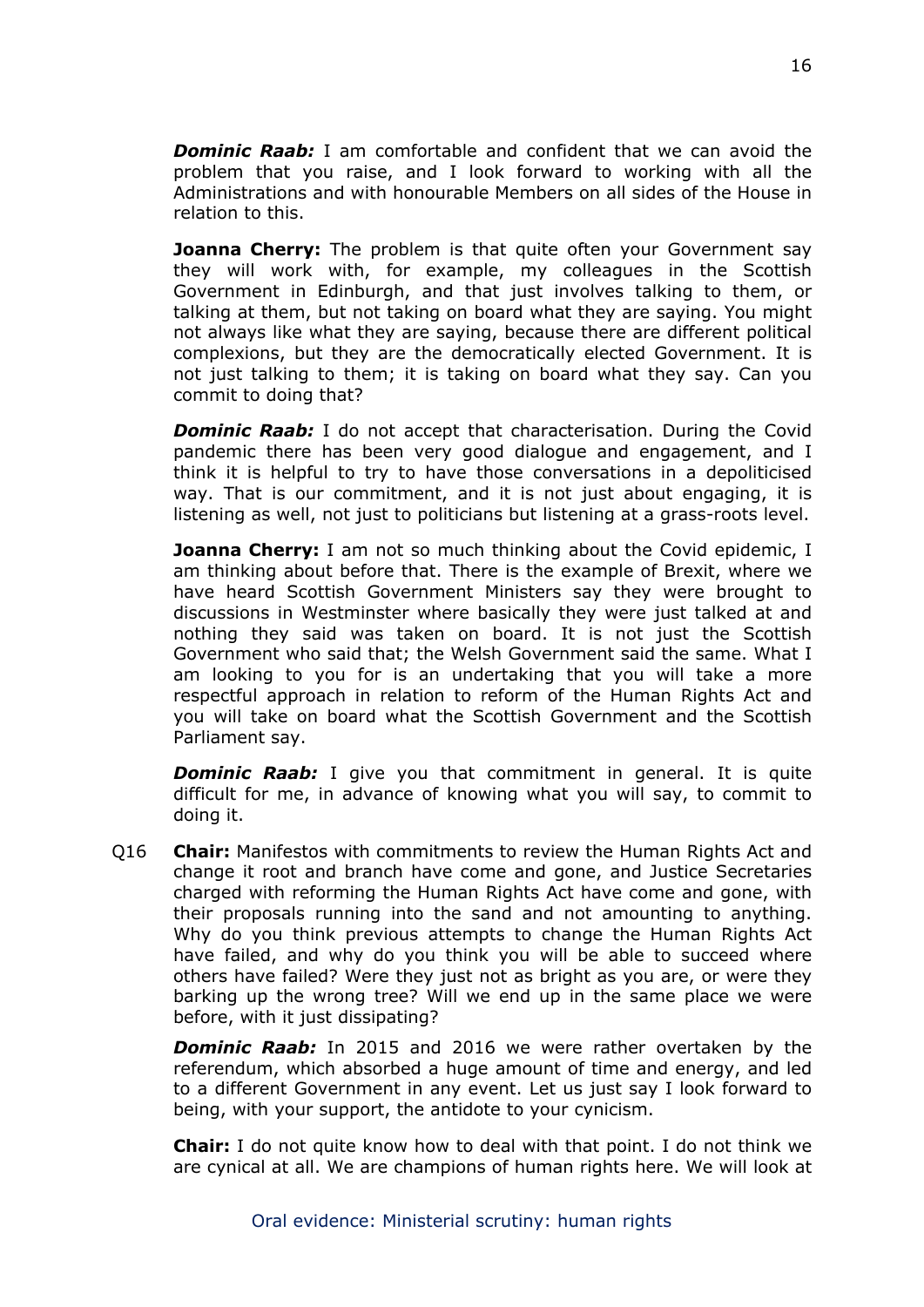***Dominic Raab:*** I am comfortable and confident that we can avoid the problem that you raise, and I look forward to working with all the Administrations and with honourable Members on all sides of the House in relation to this.

**Joanna Cherry:** The problem is that quite often your Government say they will work with, for example, my colleagues in the Scottish Government in Edinburgh, and that just involves talking to them, or talking at them, but not taking on board what they are saying. You might not always like what they are saying, because there are different political complexions, but they are the democratically elected Government. It is not just talking to them; it is taking on board what they say. Can you commit to doing that?

***Dominic Raab:*** I do not accept that characterisation. During the Covid pandemic there has been very good dialogue and engagement, and I think it is helpful to try to have those conversations in a depoliticised way. That is our commitment, and it is not just about engaging, it is listening as well, not just to politicians but listening at a grass-roots level.

**Joanna Cherry:** I am not so much thinking about the Covid epidemic, I am thinking about before that. There is the example of Brexit, where we have heard Scottish Government Ministers say they were brought to discussions in Westminster where basically they were just talked at and nothing they said was taken on board. It is not just the Scottish Government who said that; the Welsh Government said the same. What I am looking to you for is an undertaking that you will take a more respectful approach in relation to reform of the Human Rights Act and you will take on board what the Scottish Government and the Scottish Parliament say.

***Dominic Raab:*** I give you that commitment in general. It is quite difficult for me, in advance of knowing what you will say, to commit to doing it.

Q16 **Chair:** Manifestos with commitments to review the Human Rights Act and change it root and branch have come and gone, and Justice Secretaries charged with reforming the Human Rights Act have come and gone, with their proposals running into the sand and not amounting to anything. Why do you think previous attempts to change the Human Rights Act have failed, and why do you think you will be able to succeed where others have failed? Were they just not as bright as you are, or were they barking up the wrong tree? Will we end up in the same place we were before, with it just dissipating?

***Dominic Raab:*** In 2015 and 2016 we were rather overtaken by the referendum, which absorbed a huge amount of time and energy, and led to a different Government in any event. Let us just say I look forward to being, with your support, the antidote to your cynicism.

**Chair:** I do not quite know how to deal with that point. I do not think we are cynical at all. We are champions of human rights here. We will look at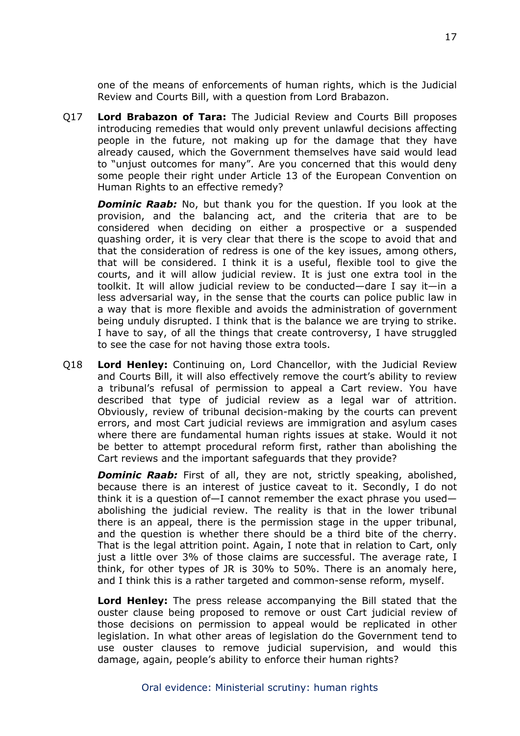one of the means of enforcements of human rights, which is the Judicial Review and Courts Bill, with a question from Lord Brabazon.

Q17 **Lord Brabazon of Tara:** The Judicial Review and Courts Bill proposes introducing remedies that would only prevent unlawful decisions affecting people in the future, not making up for the damage that they have already caused, which the Government themselves have said would lead to "unjust outcomes for many". Are you concerned that this would deny some people their right under Article 13 of the European Convention on Human Rights to an effective remedy?

***Dominic Raab:*** No, but thank you for the question. If you look at the provision, and the balancing act, and the criteria that are to be considered when deciding on either a prospective or a suspended quashing order, it is very clear that there is the scope to avoid that and that the consideration of redress is one of the key issues, among others, that will be considered. I think it is a useful, flexible tool to give the courts, and it will allow judicial review. It is just one extra tool in the toolkit. It will allow judicial review to be conducted—dare I say it—in a less adversarial way, in the sense that the courts can police public law in a way that is more flexible and avoids the administration of government being unduly disrupted. I think that is the balance we are trying to strike. I have to say, of all the things that create controversy, I have struggled to see the case for not having those extra tools.

Q18 **Lord Henley:** Continuing on, Lord Chancellor, with the Judicial Review and Courts Bill, it will also effectively remove the court's ability to review a tribunal's refusal of permission to appeal a Cart review. You have described that type of judicial review as a legal war of attrition. Obviously, review of tribunal decision-making by the courts can prevent errors, and most Cart judicial reviews are immigration and asylum cases where there are fundamental human rights issues at stake. Would it not be better to attempt procedural reform first, rather than abolishing the Cart reviews and the important safeguards that they provide?

***Dominic Raab:*** First of all, they are not, strictly speaking, abolished, because there is an interest of justice caveat to it. Secondly, I do not think it is a question of—I cannot remember the exact phrase you used—abolishing the judicial review. The reality is that in the lower tribunal there is an appeal, there is the permission stage in the upper tribunal, and the question is whether there should be a third bite of the cherry. That is the legal attrition point. Again, I note that in relation to Cart, only just a little over 3% of those claims are successful. The average rate, I think, for other types of JR is 30% to 50%. There is an anomaly here, and I think this is a rather targeted and common-sense reform, myself.

**Lord Henley:** The press release accompanying the Bill stated that the ouster clause being proposed to remove or oust Cart judicial review of those decisions on permission to appeal would be replicated in other legislation. In what other areas of legislation do the Government tend to use ouster clauses to remove judicial supervision, and would this damage, again, people's ability to enforce their human rights?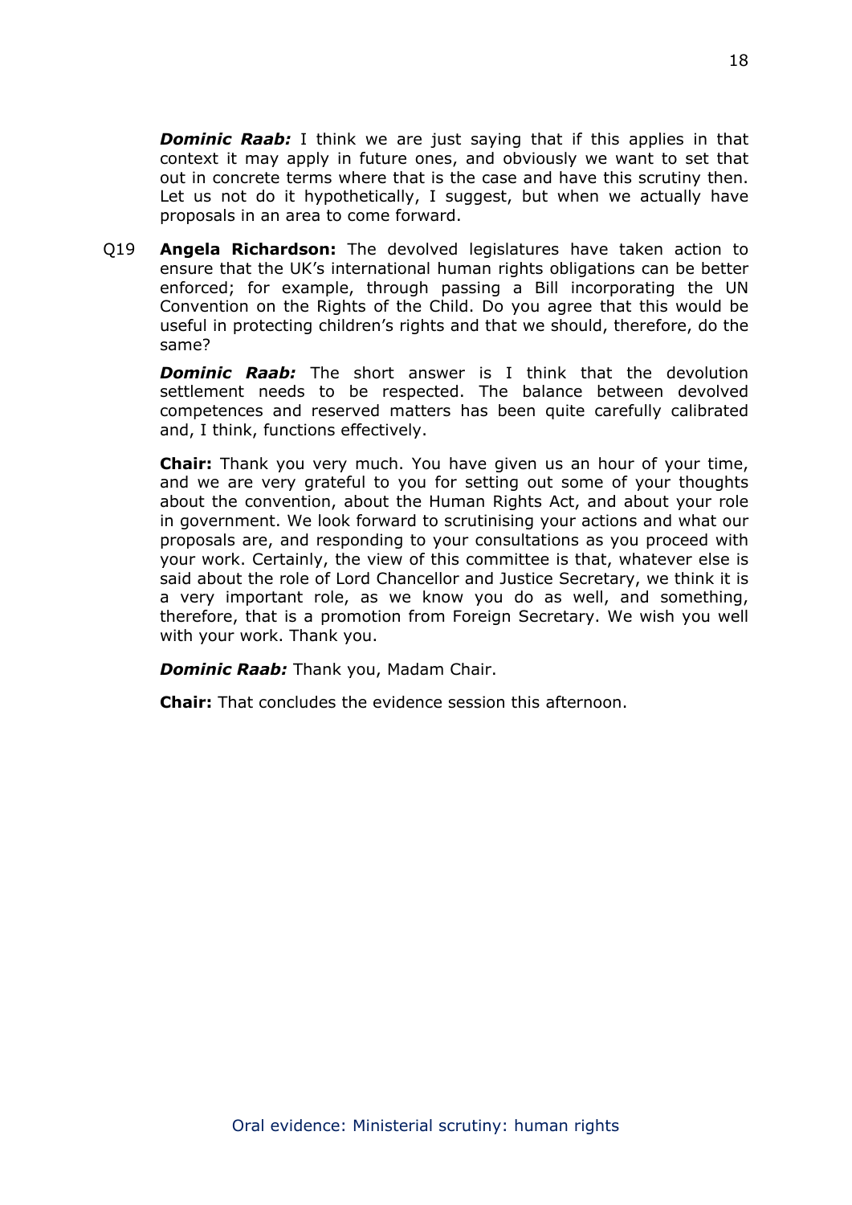***Dominic Raab:*** I think we are just saying that if this applies in that context it may apply in future ones, and obviously we want to set that out in concrete terms where that is the case and have this scrutiny then. Let us not do it hypothetically, I suggest, but when we actually have proposals in an area to come forward.

Q19 **Angela Richardson:** The devolved legislatures have taken action to ensure that the UK's international human rights obligations can be better enforced; for example, through passing a Bill incorporating the UN Convention on the Rights of the Child. Do you agree that this would be useful in protecting children's rights and that we should, therefore, do the same?

***Dominic Raab:*** The short answer is I think that the devolution settlement needs to be respected. The balance between devolved competences and reserved matters has been quite carefully calibrated and, I think, functions effectively.

**Chair:** Thank you very much. You have given us an hour of your time, and we are very grateful to you for setting out some of your thoughts about the convention, about the Human Rights Act, and about your role in government. We look forward to scrutinising your actions and what our proposals are, and responding to your consultations as you proceed with your work. Certainly, the view of this committee is that, whatever else is said about the role of Lord Chancellor and Justice Secretary, we think it is a very important role, as we know you do as well, and something, therefore, that is a promotion from Foreign Secretary. We wish you well with your work. Thank you.

***Dominic Raab:*** Thank you, Madam Chair.

**Chair:** That concludes the evidence session this afternoon.